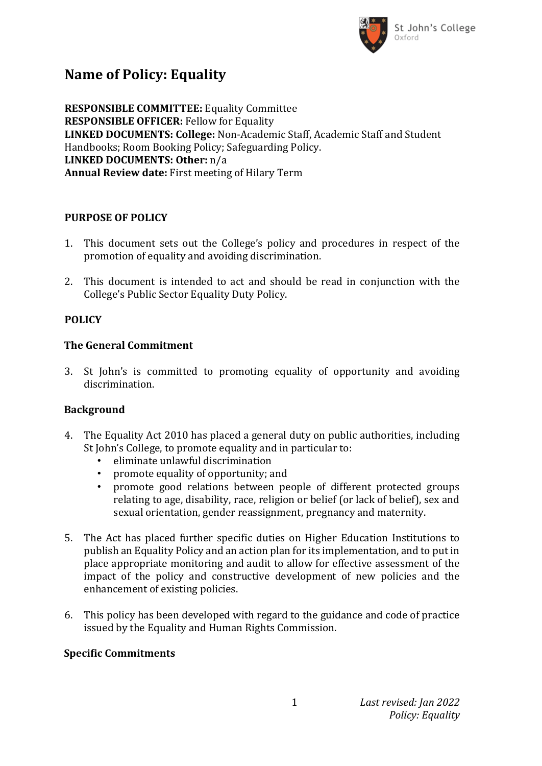# Name of Policy: Equality

**RESPONSIBLE COMMITTEE:** Equality Committee
**RESPONSIBLE OFFICER:** Fellow for Equality
**LINKED DOCUMENTS: College:** Non-Academic Staff, Academic Staff and Student Handbooks; Room Booking Policy; Safeguarding Policy.
**LINKED DOCUMENTS: Other:** n/a
**Annual Review date:** First meeting of Hilary Term

**PURPOSE OF POLICY**

1. This document sets out the College's policy and procedures in respect of the promotion of equality and avoiding discrimination.

2. This document is intended to act and should be read in conjunction with the College's Public Sector Equality Duty Policy.

**POLICY**

**The General Commitment**

3. St John's is committed to promoting equality of opportunity and avoiding discrimination.

**Background**

4. The Equality Act 2010 has placed a general duty on public authorities, including St John's College, to promote equality and in particular to:
   - eliminate unlawful discrimination
   - promote equality of opportunity; and
   - promote good relations between people of different protected groups relating to age, disability, race, religion or belief (or lack of belief), sex and sexual orientation, gender reassignment, pregnancy and maternity.

5. The Act has placed further specific duties on Higher Education Institutions to publish an Equality Policy and an action plan for its implementation, and to put in place appropriate monitoring and audit to allow for effective assessment of the impact of the policy and constructive development of new policies and the enhancement of existing policies.

6. This policy has been developed with regard to the guidance and code of practice issued by the Equality and Human Rights Commission.

**Specific Commitments**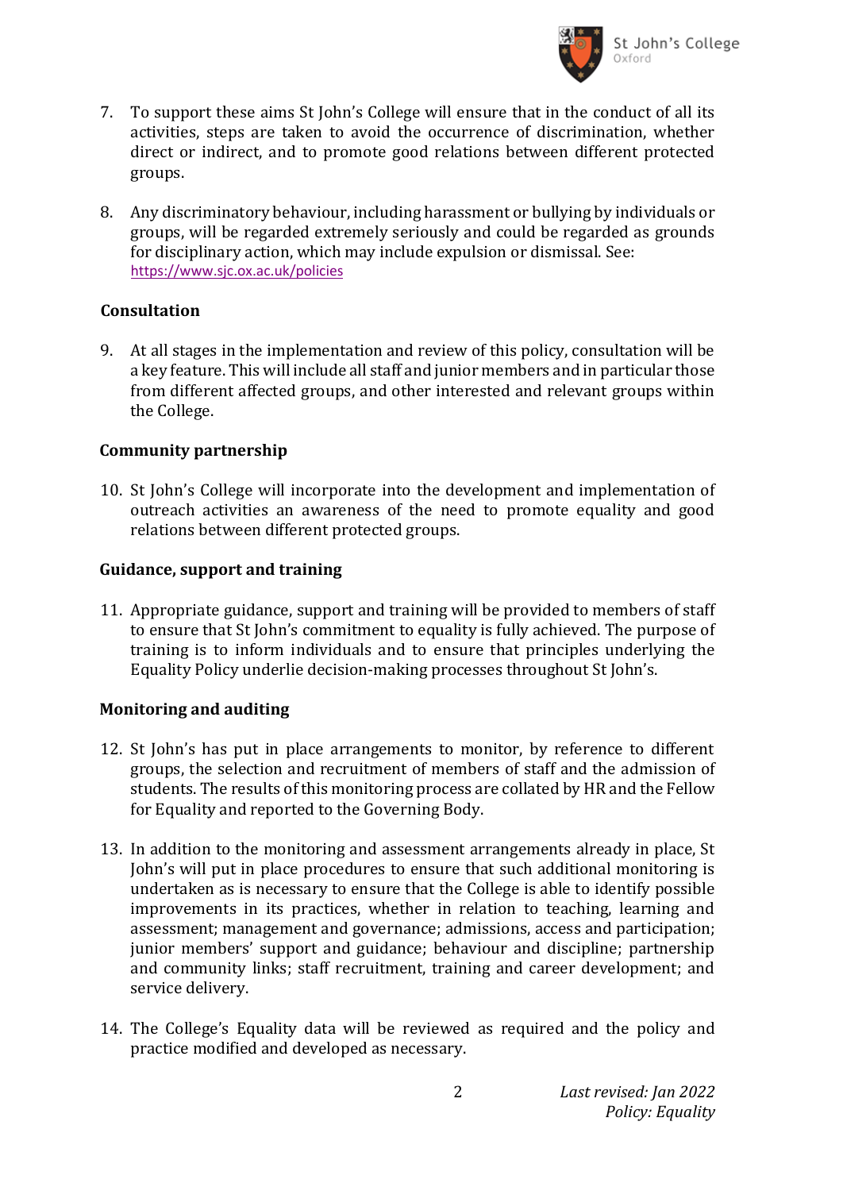7. To support these aims St John's College will ensure that in the conduct of all its activities, steps are taken to avoid the occurrence of discrimination, whether direct or indirect, and to promote good relations between different protected groups.

8. Any discriminatory behaviour, including harassment or bullying by individuals or groups, will be regarded extremely seriously and could be regarded as grounds for disciplinary action, which may include expulsion or dismissal. See: https://www.sjc.ox.ac.uk/policies

### Consultation

9. At all stages in the implementation and review of this policy, consultation will be a key feature. This will include all staff and junior members and in particular those from different affected groups, and other interested and relevant groups within the College.

### Community partnership

10. St John's College will incorporate into the development and implementation of outreach activities an awareness of the need to promote equality and good relations between different protected groups.

### Guidance, support and training

11. Appropriate guidance, support and training will be provided to members of staff to ensure that St John's commitment to equality is fully achieved. The purpose of training is to inform individuals and to ensure that principles underlying the Equality Policy underlie decision-making processes throughout St John's.

### Monitoring and auditing

12. St John's has put in place arrangements to monitor, by reference to different groups, the selection and recruitment of members of staff and the admission of students. The results of this monitoring process are collated by HR and the Fellow for Equality and reported to the Governing Body.

13. In addition to the monitoring and assessment arrangements already in place, St John's will put in place procedures to ensure that such additional monitoring is undertaken as is necessary to ensure that the College is able to identify possible improvements in its practices, whether in relation to teaching, learning and assessment; management and governance; admissions, access and participation; junior members' support and guidance; behaviour and discipline; partnership and community links; staff recruitment, training and career development; and service delivery.

14. The College's Equality data will be reviewed as required and the policy and practice modified and developed as necessary.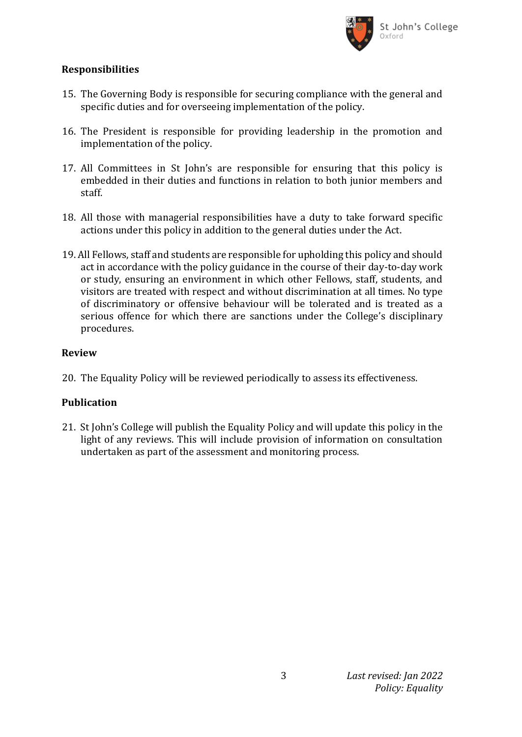**Responsibilities**

15. The Governing Body is responsible for securing compliance with the general and specific duties and for overseeing implementation of the policy.

16. The President is responsible for providing leadership in the promotion and implementation of the policy.

17. All Committees in St John's are responsible for ensuring that this policy is embedded in their duties and functions in relation to both junior members and staff.

18. All those with managerial responsibilities have a duty to take forward specific actions under this policy in addition to the general duties under the Act.

19. All Fellows, staff and students are responsible for upholding this policy and should act in accordance with the policy guidance in the course of their day-to-day work or study, ensuring an environment in which other Fellows, staff, students, and visitors are treated with respect and without discrimination at all times. No type of discriminatory or offensive behaviour will be tolerated and is treated as a serious offence for which there are sanctions under the College's disciplinary procedures.

**Review**

20. The Equality Policy will be reviewed periodically to assess its effectiveness.

**Publication**

21. St John's College will publish the Equality Policy and will update this policy in the light of any reviews. This will include provision of information on consultation undertaken as part of the assessment and monitoring process.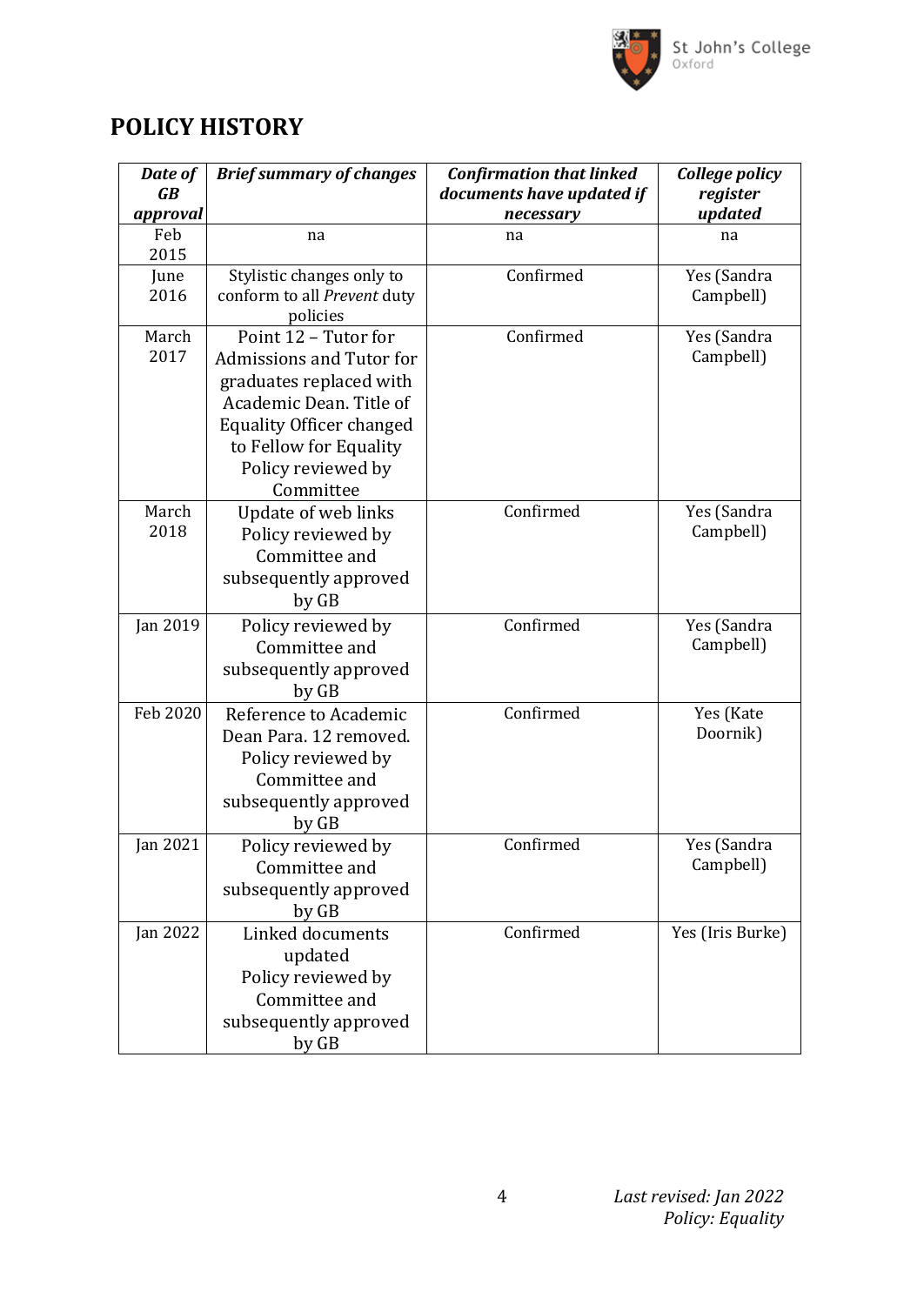# POLICY HISTORY

| ***Date of GB approval*** | ***Brief summary of changes*** | ***Confirmation that linked documents have updated if necessary*** | ***College policy register updated*** |
|---|---|---|---|
| Feb 2015 | na | na | na |
| June 2016 | Stylistic changes only to conform to all *Prevent* duty policies | Confirmed | Yes (Sandra Campbell) |
| March 2017 | Point 12 – Tutor for Admissions and Tutor for graduates replaced with Academic Dean. Title of Equality Officer changed to Fellow for Equality Policy reviewed by Committee | Confirmed | Yes (Sandra Campbell) |
| March 2018 | Update of web links Policy reviewed by Committee and subsequently approved by GB | Confirmed | Yes (Sandra Campbell) |
| Jan 2019 | Policy reviewed by Committee and subsequently approved by GB | Confirmed | Yes (Sandra Campbell) |
| Feb 2020 | Reference to Academic Dean Para. 12 removed. Policy reviewed by Committee and subsequently approved by GB | Confirmed | Yes (Kate Doornik) |
| Jan 2021 | Policy reviewed by Committee and subsequently approved by GB | Confirmed | Yes (Sandra Campbell) |
| Jan 2022 | Linked documents updated Policy reviewed by Committee and subsequently approved by GB | Confirmed | Yes (Iris Burke) |